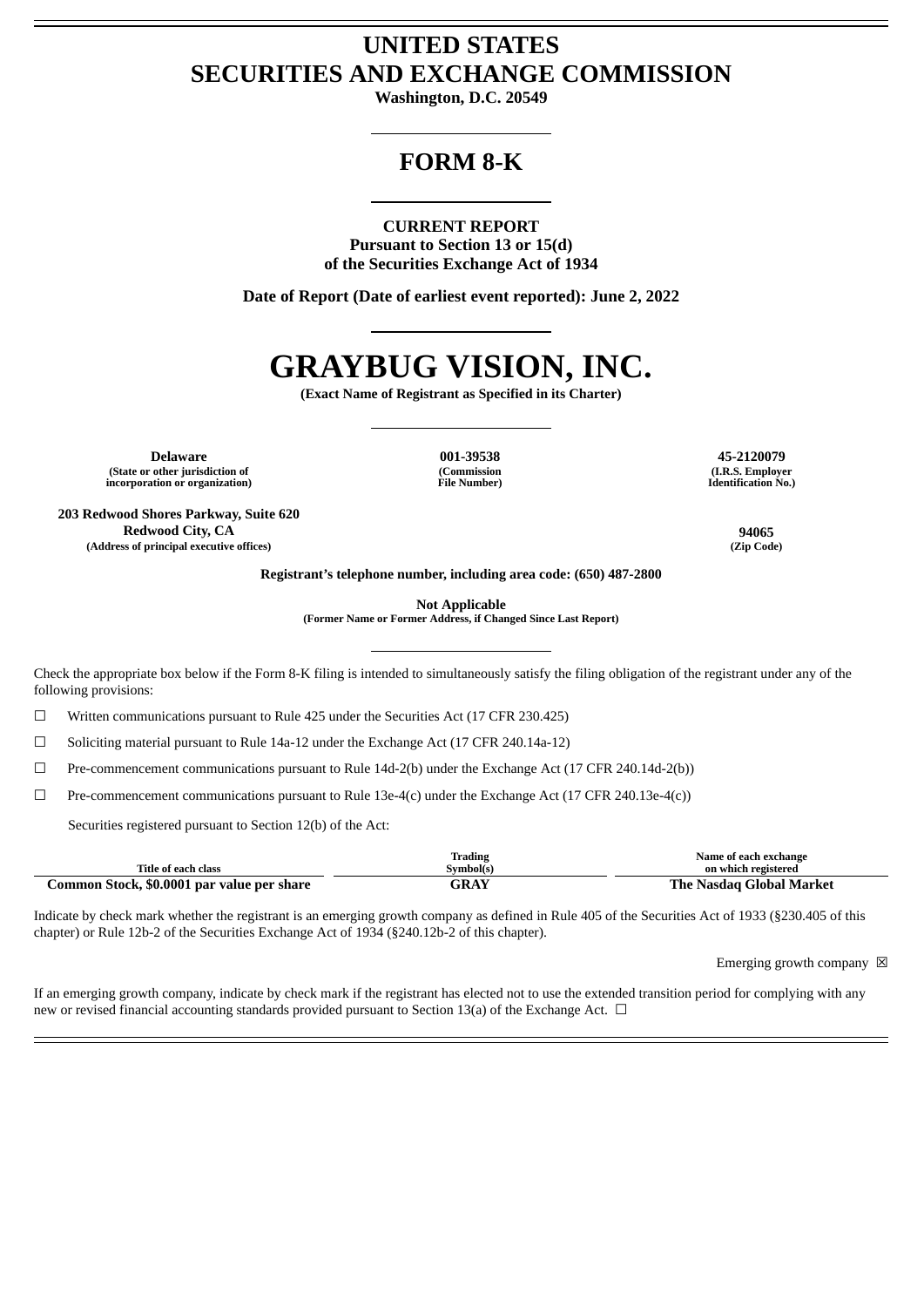# UNITED STATES
# SECURITIES AND EXCHANGE COMMISSION

**Washington, D.C. 20549**

## FORM 8-K

**CURRENT REPORT**
**Pursuant to Section 13 or 15(d)**
**of the Securities Exchange Act of 1934**

**Date of Report (Date of earliest event reported): June 2, 2022**

# GRAYBUG VISION, INC.

**(Exact Name of Registrant as Specified in its Charter)**

| Delaware | 001-39538 | 45-2120079 |
|---|---|---|
| (State or other jurisdiction of incorporation or organization) | (Commission File Number) | (I.R.S. Employer Identification No.) |

| 203 Redwood Shores Parkway, Suite 620 Redwood City, CA | 94065 |
|---|---|
| (Address of principal executive offices) | (Zip Code) |

**Registrant's telephone number, including area code: (650) 487-2800**

**Not Applicable**
**(Former Name or Former Address, if Changed Since Last Report)**

Check the appropriate box below if the Form 8-K filing is intended to simultaneously satisfy the filing obligation of the registrant under any of the following provisions:

☐ Written communications pursuant to Rule 425 under the Securities Act (17 CFR 230.425)

☐ Soliciting material pursuant to Rule 14a-12 under the Exchange Act (17 CFR 240.14a-12)

☐ Pre-commencement communications pursuant to Rule 14d-2(b) under the Exchange Act (17 CFR 240.14d-2(b))

☐ Pre-commencement communications pursuant to Rule 13e-4(c) under the Exchange Act (17 CFR 240.13e-4(c))

Securities registered pursuant to Section 12(b) of the Act:

| Title of each class | Trading Symbol(s) | Name of each exchange on which registered |
|---|---|---|
| **Common Stock, $0.0001 par value per share** | **GRAY** | **The Nasdaq Global Market** |

Indicate by check mark whether the registrant is an emerging growth company as defined in Rule 405 of the Securities Act of 1933 (§230.405 of this chapter) or Rule 12b-2 of the Securities Exchange Act of 1934 (§240.12b-2 of this chapter).

Emerging growth company ☒

If an emerging growth company, indicate by check mark if the registrant has elected not to use the extended transition period for complying with any new or revised financial accounting standards provided pursuant to Section 13(a) of the Exchange Act. ☐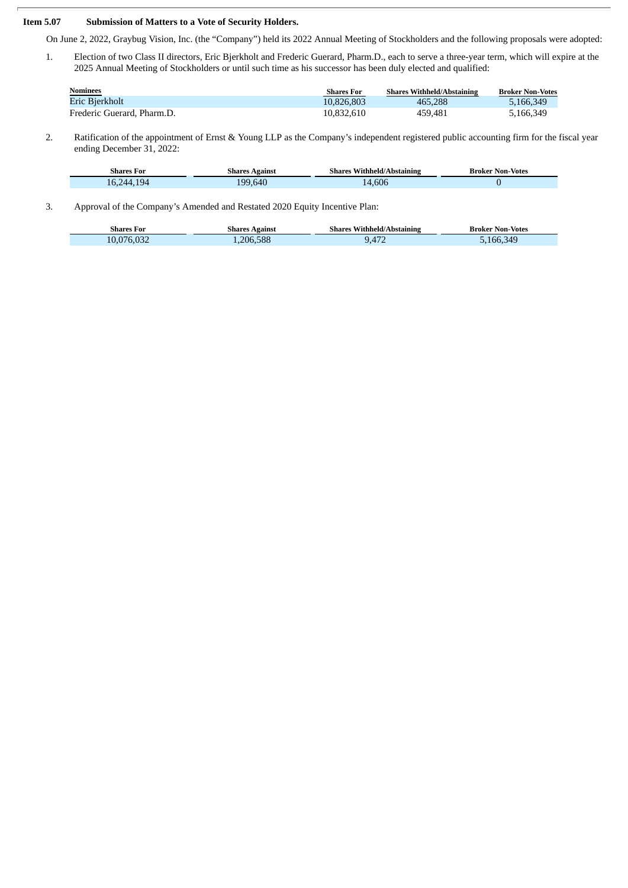**Item 5.07 Submission of Matters to a Vote of Security Holders.**

On June 2, 2022, Graybug Vision, Inc. (the "Company") held its 2022 Annual Meeting of Stockholders and the following proposals were adopted:

1. Election of two Class II directors, Eric Bjerkholt and Frederic Guerard, Pharm.D., each to serve a three-year term, which will expire at the 2025 Annual Meeting of Stockholders or until such time as his successor has been duly elected and qualified:

| Nominees | Shares For | Shares Withheld/Abstaining | Broker Non-Votes |
|---|---|---|---|
| Eric Bjerkholt | 10,826,803 | 465,288 | 5,166,349 |
| Frederic Guerard, Pharm.D. | 10,832,610 | 459,481 | 5,166,349 |

2. Ratification of the appointment of Ernst & Young LLP as the Company's independent registered public accounting firm for the fiscal year ending December 31, 2022:

| Shares For | Shares Against | Shares Withheld/Abstaining | Broker Non-Votes |
|---|---|---|---|
| 16,244,194 | 199,640 | 14,606 | 0 |

3. Approval of the Company's Amended and Restated 2020 Equity Incentive Plan:

| Shares For | Shares Against | Shares Withheld/Abstaining | Broker Non-Votes |
|---|---|---|---|
| 10,076,032 | 1,206,588 | 9,472 | 5,166,349 |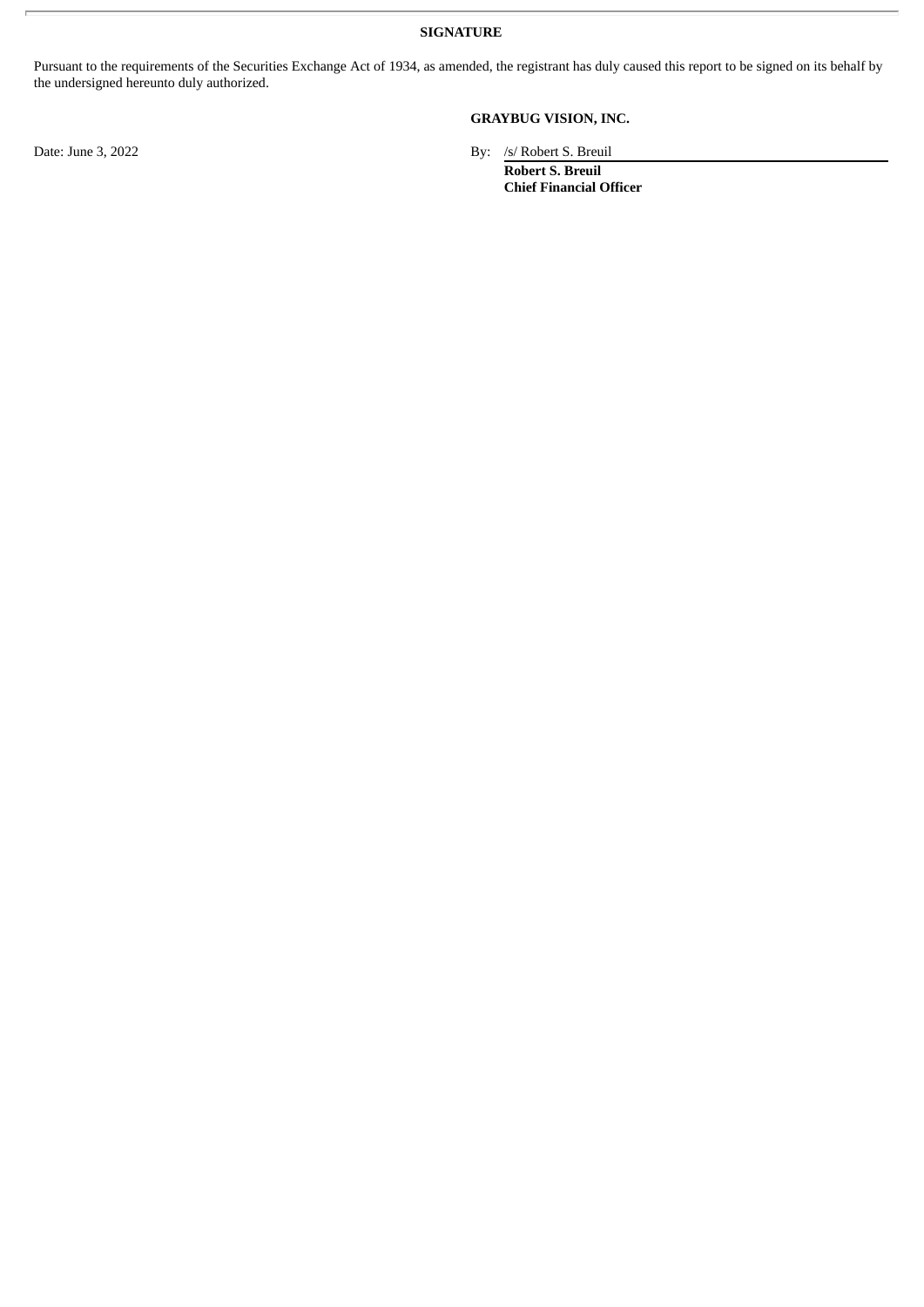## SIGNATURE

Pursuant to the requirements of the Securities Exchange Act of 1934, as amended, the registrant has duly caused this report to be signed on its behalf by the undersigned hereunto duly authorized.

**GRAYBUG VISION, INC.**

Date: June 3, 2022

By: /s/ Robert S. Breuil

**Robert S. Breuil**
**Chief Financial Officer**